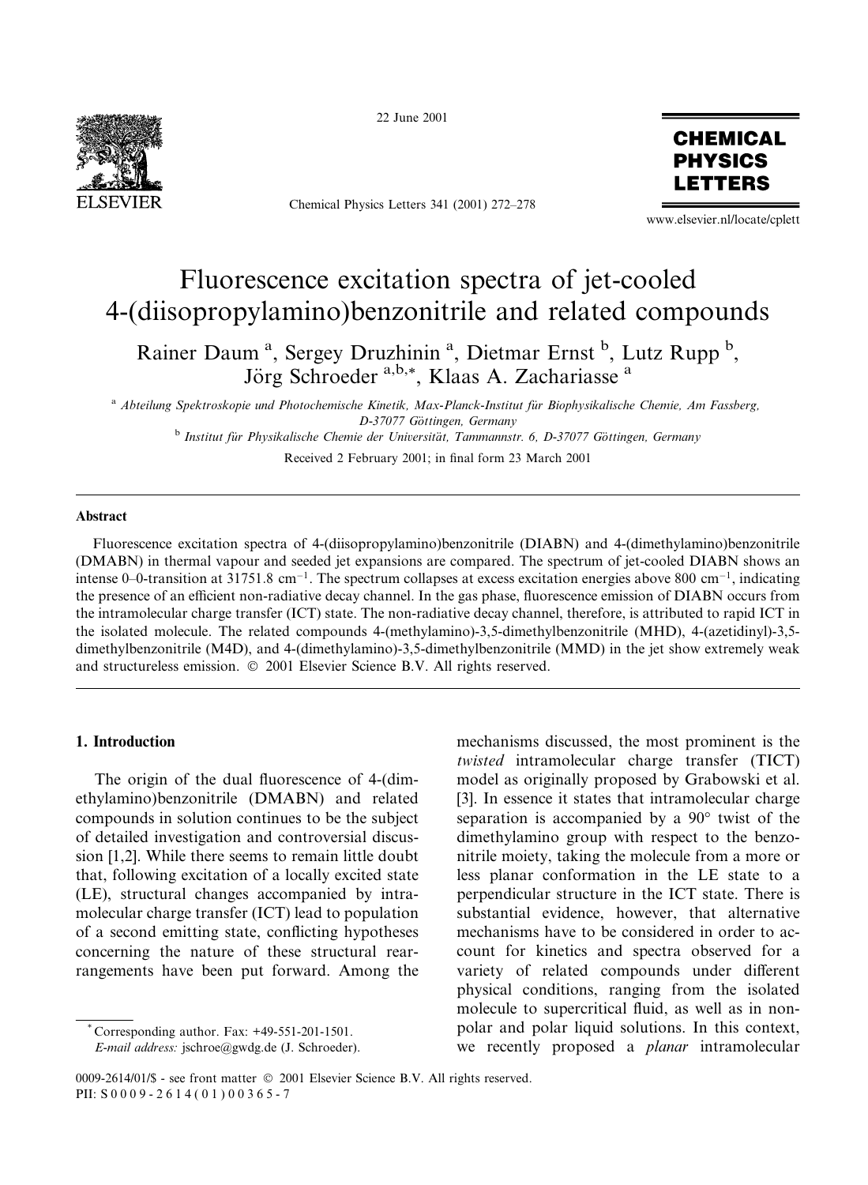# Fluorescence excitation spectra of jet-cooled 4-(diisopropylamino)benzonitrile and related compounds

Rainer Daum [a], Sergey Druzhinin [a], Dietmar Ernst [b], Lutz Rupp [b], Jörg Schroeder [a,b,*], Klaas A. Zachariasse [a]

[a] Abteilung Spektroskopie und Photochemische Kinetik, Max-Planck-Institut für Biophysikalische Chemie, Am Fassberg, D-37077 Göttingen, Germany

[b] Institut für Physikalische Chemie der Universität, Tammannstr. 6, D-37077 Göttingen, Germany

Received 2 February 2001; in final form 23 March 2001

## Abstract

Fluorescence excitation spectra of 4-(diisopropylamino)benzonitrile (DIABN) and 4-(dimethylamino)benzonitrile (DMABN) in thermal vapour and seeded jet expansions are compared. The spectrum of jet-cooled DIABN shows an intense 0–0-transition at 31751.8 $cm^{-1}$. The spectrum collapses at excess excitation energies above 800 $cm^{-1}$, indicating the presence of an efficient non-radiative decay channel. In the gas phase, fluorescence emission of DIABN occurs from the intramolecular charge transfer (ICT) state. The non-radiative decay channel, therefore, is attributed to rapid ICT in the isolated molecule. The related compounds 4-(methylamino)-3,5-dimethylbenzonitrile (MHD), 4-(azetidinyl)-3,5-dimethylbenzonitrile (M4D), and 4-(dimethylamino)-3,5-dimethylbenzonitrile (MMD) in the jet show extremely weak and structureless emission. © 2001 Elsevier Science B.V. All rights reserved.

## 1. Introduction

The origin of the dual fluorescence of 4-(dimethylamino)benzonitrile (DMABN) and related compounds in solution continues to be the subject of detailed investigation and controversial discussion [1,2]. While there seems to remain little doubt that, following excitation of a locally excited state (LE), structural changes accompanied by intramolecular charge transfer (ICT) lead to population of a second emitting state, conflicting hypotheses concerning the nature of these structural rearrangements have been put forward. Among the mechanisms discussed, the most prominent is the *twisted* intramolecular charge transfer (TICT) model as originally proposed by Grabowski et al. [3]. In essence it states that intramolecular charge separation is accompanied by a 90° twist of the dimethylamino group with respect to the benzonitrile moiety, taking the molecule from a more or less planar conformation in the LE state to a perpendicular structure in the ICT state. There is substantial evidence, however, that alternative mechanisms have to be considered in order to account for kinetics and spectra observed for a variety of related compounds under different physical conditions, ranging from the isolated molecule to supercritical fluid, as well as in nonpolar and polar liquid solutions. In this context, we recently proposed a *planar* intramolecular

\* Corresponding author. Fax: +49-551-201-1501. *E-mail address:* jschroe@gwdg.de (J. Schroeder).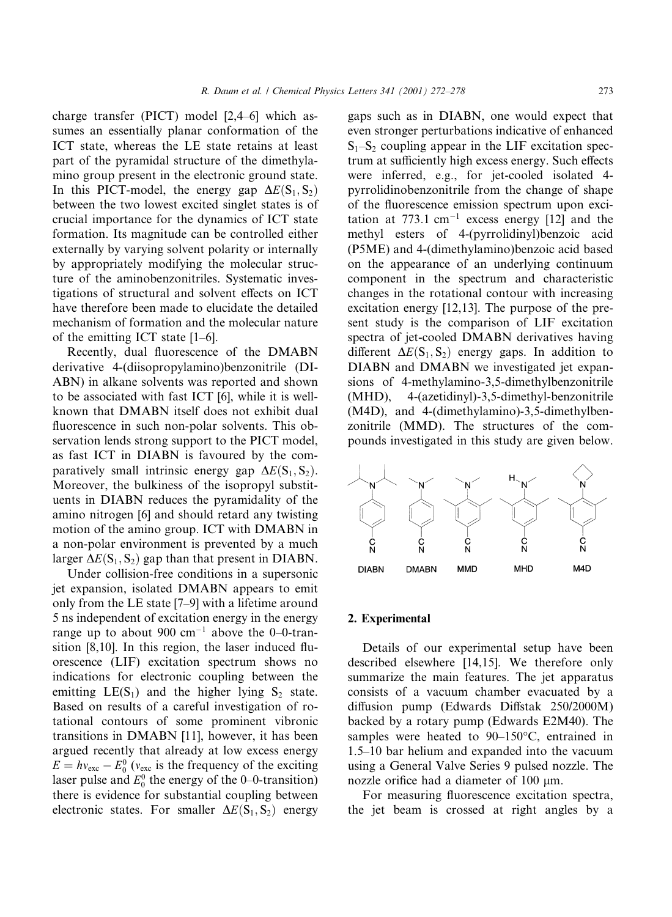charge transfer (PICT) model [2,4–6] which assumes an essentially planar conformation of the ICT state, whereas the LE state retains at least part of the pyramidal structure of the dimethylamino group present in the electronic ground state. In this PICT-model, the energy gap $\Delta E(S_1, S_2)$ between the two lowest excited singlet states is of crucial importance for the dynamics of ICT state formation. Its magnitude can be controlled either externally by varying solvent polarity or internally by appropriately modifying the molecular structure of the aminobenzonitriles. Systematic investigations of structural and solvent effects on ICT have therefore been made to elucidate the detailed mechanism of formation and the molecular nature of the emitting ICT state [1–6].

Recently, dual fluorescence of the DMABN derivative 4-(diisopropylamino)benzonitrile (DIABN) in alkane solvents was reported and shown to be associated with fast ICT [6], while it is well-known that DMABN itself does not exhibit dual fluorescence in such non-polar solvents. This observation lends strong support to the PICT model, as fast ICT in DIABN is favoured by the comparatively small intrinsic energy gap $\Delta E(S_1, S_2)$. Moreover, the bulkiness of the isopropyl substituents in DIABN reduces the pyramidality of the amino nitrogen [6] and should retard any twisting motion of the amino group. ICT with DMABN in a non-polar environment is prevented by a much larger $\Delta E(S_1, S_2)$ gap than that present in DIABN.

Under collision-free conditions in a supersonic jet expansion, isolated DMABN appears to emit only from the LE state [7–9] with a lifetime around 5 ns independent of excitation energy in the energy range up to about 900 cm$^{-1}$ above the 0–0-transition [8,10]. In this region, the laser induced fluorescence (LIF) excitation spectrum shows no indications for electronic coupling between the emitting $LE(S_1)$ and the higher lying $S_2$ state. Based on results of a careful investigation of rotational contours of some prominent vibronic transitions in DMABN [11], however, it has been argued recently that already at low excess energy $E = h\nu_{exc} - E_0^0$ ($\nu_{exc}$ is the frequency of the exciting laser pulse and $E_0^0$ the energy of the 0–0-transition) there is evidence for substantial coupling between electronic states. For smaller $\Delta E(S_1, S_2)$ energy gaps such as in DIABN, one would expect that even stronger perturbations indicative of enhanced $S_1$–$S_2$ coupling appear in the LIF excitation spectrum at sufficiently high excess energy. Such effects were inferred, e.g., for jet-cooled isolated 4-pyrrolidinobenzonitrile from the change of shape of the fluorescence emission spectrum upon excitation at 773.1 cm$^{-1}$ excess energy [12] and the methyl esters of 4-(pyrrolidinyl)benzoic acid (P5ME) and 4-(dimethylamino)benzoic acid based on the appearance of an underlying continuum component in the spectrum and characteristic changes in the rotational contour with increasing excitation energy [12,13]. The purpose of the present study is the comparison of LIF excitation spectra of jet-cooled DMABN derivatives having different $\Delta E(S_1, S_2)$ energy gaps. In addition to DIABN and DMABN we investigated jet expansions of 4-methylamino-3,5-dimethylbenzonitrile (MHD), 4-(azetidinyl)-3,5-dimethyl-benzonitrile (M4D), and 4-(dimethylamino)-3,5-dimethylbenzonitrile (MMD). The structures of the compounds investigated in this study are given below.

DIABN DMABN MMD MHD M4D

## 2. Experimental

Details of our experimental setup have been described elsewhere [14,15]. We therefore only summarize the main features. The jet apparatus consists of a vacuum chamber evacuated by a diffusion pump (Edwards Diffstak 250/2000M) backed by a rotary pump (Edwards E2M40). The samples were heated to 90–150°C, entrained in 1.5–10 bar helium and expanded into the vacuum using a General Valve Series 9 pulsed nozzle. The nozzle orifice had a diameter of 100 μm.

For measuring fluorescence excitation spectra, the jet beam is crossed at right angles by a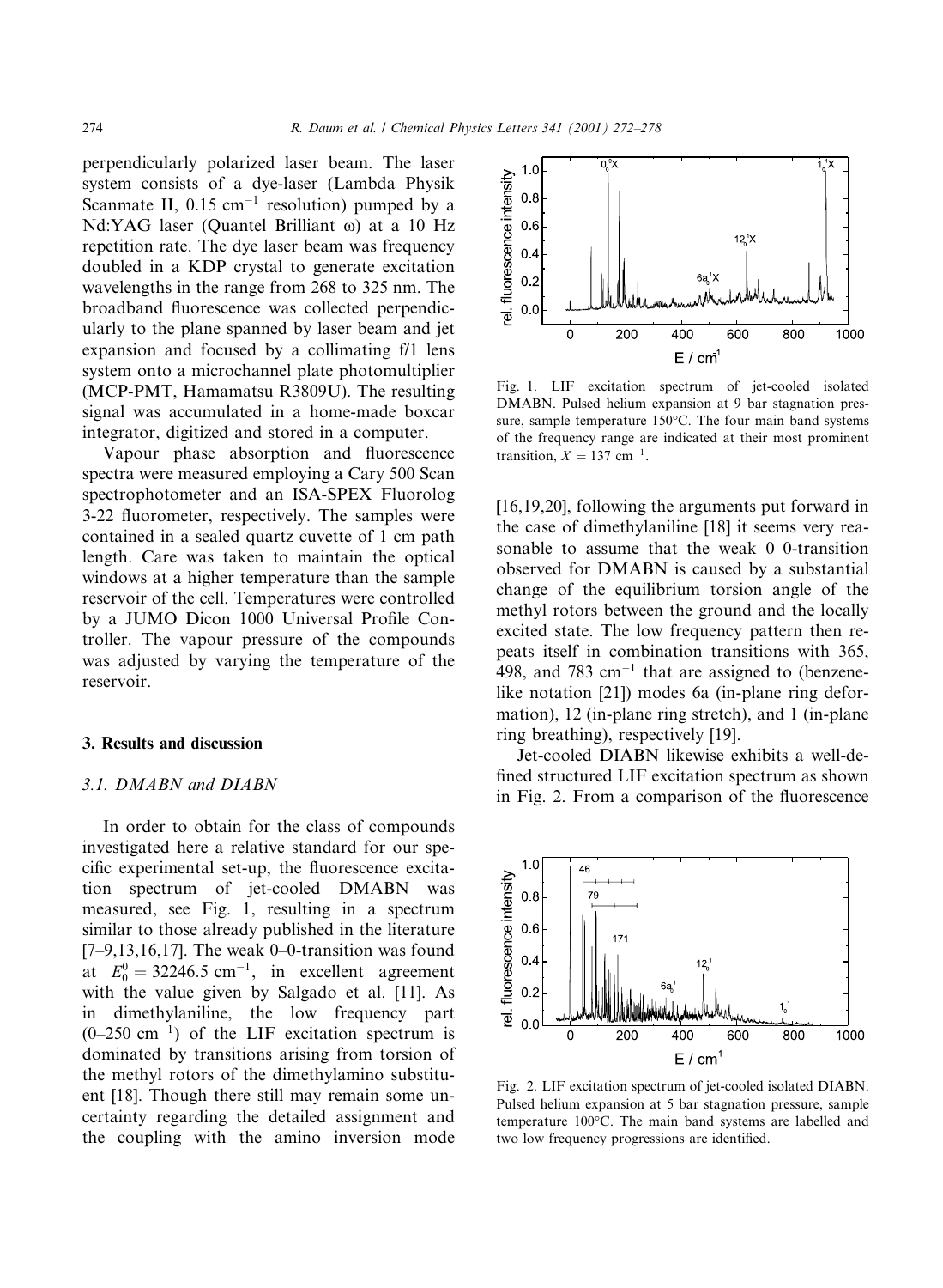perpendicularly polarized laser beam. The laser system consists of a dye-laser (Lambda Physik Scanmate II, 0.15 $cm^{-1}$ resolution) pumped by a Nd:YAG laser (Quantel Brilliant ω) at a 10 Hz repetition rate. The dye laser beam was frequency doubled in a KDP crystal to generate excitation wavelengths in the range from 268 to 325 nm. The broadband fluorescence was collected perpendicularly to the plane spanned by laser beam and jet expansion and focused by a collimating f/1 lens system onto a microchannel plate photomultiplier (MCP-PMT, Hamamatsu R3809U). The resulting signal was accumulated in a home-made boxcar integrator, digitized and stored in a computer.

Vapour phase absorption and fluorescence spectra were measured employing a Cary 500 Scan spectrophotometer and an ISA-SPEX Fluorolog 3-22 fluorometer, respectively. The samples were contained in a sealed quartz cuvette of 1 cm path length. Care was taken to maintain the optical windows at a higher temperature than the sample reservoir of the cell. Temperatures were controlled by a JUMO Dicon 1000 Universal Profile Controller. The vapour pressure of the compounds was adjusted by varying the temperature of the reservoir.

## 3. Results and discussion

### 3.1. DMABN and DIABN

In order to obtain for the class of compounds investigated here a relative standard for our specific experimental set-up, the fluorescence excitation spectrum of jet-cooled DMABN was measured, see Fig. 1, resulting in a spectrum similar to those already published in the literature [7–9,13,16,17]. The weak 0–0-transition was found at $E_0^0 = 32246.5$ $cm^{-1}$, in excellent agreement with the value given by Salgado et al. [11]. As in dimethylaniline, the low frequency part (0–250 $cm^{-1}$) of the LIF excitation spectrum is dominated by transitions arising from torsion of the methyl rotors of the dimethylamino substituent [18]. Though there still may remain some uncertainty regarding the detailed assignment and the coupling with the amino inversion mode [16,19,20], following the arguments put forward in the case of dimethylaniline [18] it seems very reasonable to assume that the weak 0–0-transition observed for DMABN is caused by a substantial change of the equilibrium torsion angle of the methyl rotors between the ground and the locally excited state. The low frequency pattern then repeats itself in combination transitions with 365, 498, and 783 $cm^{-1}$ that are assigned to (benzene-like notation [21]) modes 6a (in-plane ring deformation), 12 (in-plane ring stretch), and 1 (in-plane ring breathing), respectively [19].

Jet-cooled DIABN likewise exhibits a well-defined structured LIF excitation spectrum as shown in Fig. 2. From a comparison of the fluorescence

Fig. 1. LIF excitation spectrum of jet-cooled isolated DMABN. Pulsed helium expansion at 9 bar stagnation pressure, sample temperature 150°C. The four main band systems of the frequency range are indicated at their most prominent transition, $X = 137$ $cm^{-1}$.

Fig. 2. LIF excitation spectrum of jet-cooled isolated DIABN. Pulsed helium expansion at 5 bar stagnation pressure, sample temperature 100°C. The main band systems are labelled and two low frequency progressions are identified.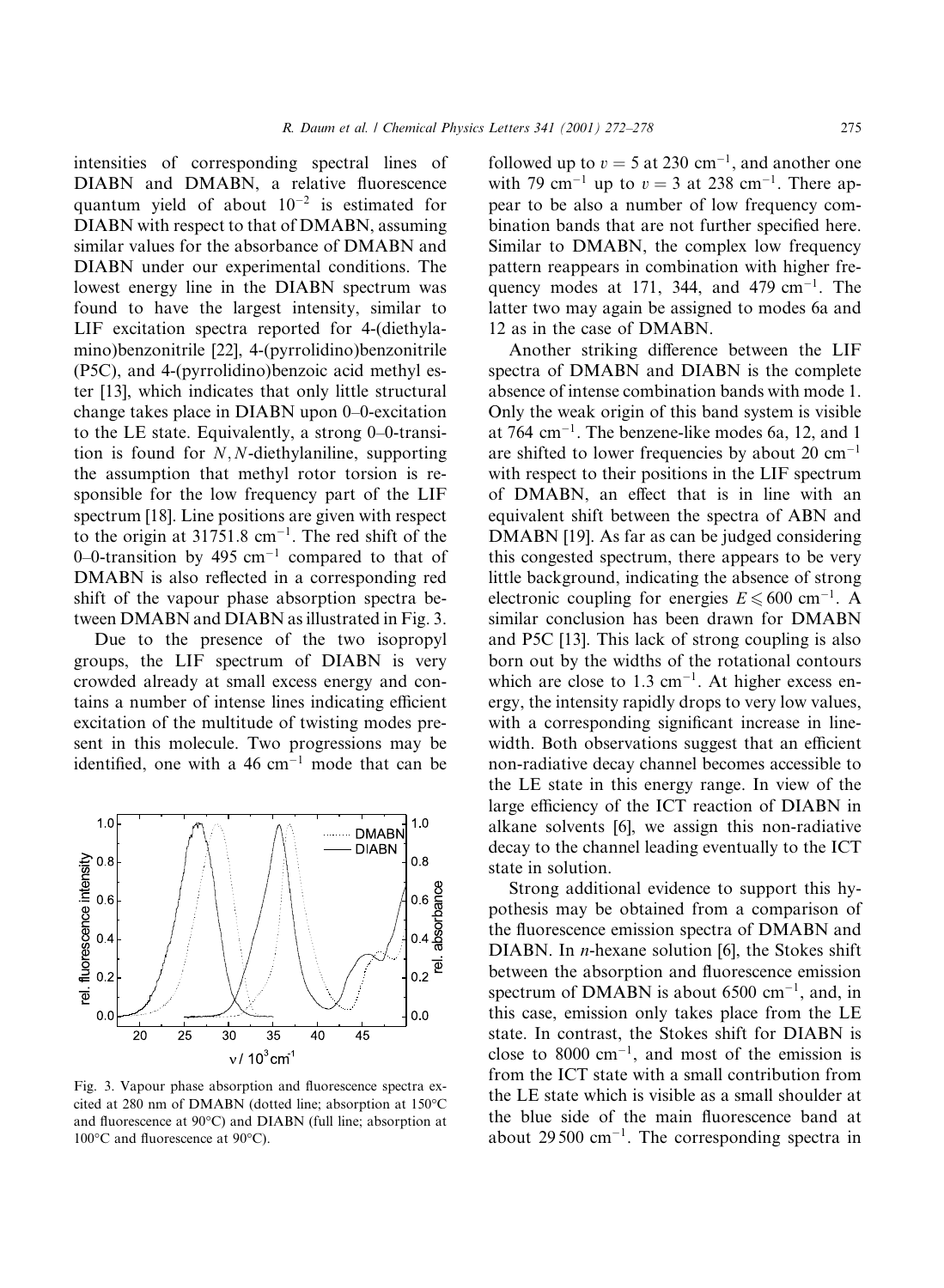intensities of corresponding spectral lines of DIABN and DMABN, a relative fluorescence quantum yield of about $10^{-2}$ is estimated for DIABN with respect to that of DMABN, assuming similar values for the absorbance of DMABN and DIABN under our experimental conditions. The lowest energy line in the DIABN spectrum was found to have the largest intensity, similar to LIF excitation spectra reported for 4-(diethylamino)benzonitrile [22], 4-(pyrrolidino)benzonitrile (P5C), and 4-(pyrrolidino)benzoic acid methyl ester [13], which indicates that only little structural change takes place in DIABN upon 0–0-excitation to the LE state. Equivalently, a strong 0–0-transition is found for *N*,*N*-diethylaniline, supporting the assumption that methyl rotor torsion is responsible for the low frequency part of the LIF spectrum [18]. Line positions are given with respect to the origin at 31751.8 $cm^{-1}$. The red shift of the 0–0-transition by 495 $cm^{-1}$ compared to that of DMABN is also reflected in a corresponding red shift of the vapour phase absorption spectra between DMABN and DIABN as illustrated in Fig. 3.

Due to the presence of the two isopropyl groups, the LIF spectrum of DIABN is very crowded already at small excess energy and contains a number of intense lines indicating efficient excitation of the multitude of twisting modes present in this molecule. Two progressions may be identified, one with a 46 $cm^{-1}$ mode that can be followed up to $v = 5$ at 230 $cm^{-1}$, and another one with 79 $cm^{-1}$ up to $v = 3$ at 238 $cm^{-1}$. There appear to be also a number of low frequency combination bands that are not further specified here. Similar to DMABN, the complex low frequency pattern reappears in combination with higher frequency modes at 171, 344, and 479 $cm^{-1}$. The latter two may again be assigned to modes 6a and 12 as in the case of DMABN.

Another striking difference between the LIF spectra of DMABN and DIABN is the complete absence of intense combination bands with mode 1. Only the weak origin of this band system is visible at 764 $cm^{-1}$. The benzene-like modes 6a, 12, and 1 are shifted to lower frequencies by about 20 $cm^{-1}$ with respect to their positions in the LIF spectrum of DMABN, an effect that is in line with an equivalent shift between the spectra of ABN and DMABN [19]. As far as can be judged considering this congested spectrum, there appears to be very little background, indicating the absence of strong electronic coupling for energies $E \leqslant 600$ $cm^{-1}$. A similar conclusion has been drawn for DMABN and P5C [13]. This lack of strong coupling is also born out by the widths of the rotational contours which are close to 1.3 $cm^{-1}$. At higher excess energy, the intensity rapidly drops to very low values, with a corresponding significant increase in linewidth. Both observations suggest that an efficient non-radiative decay channel becomes accessible to the LE state in this energy range. In view of the large efficiency of the ICT reaction of DIABN in alkane solvents [6], we assign this non-radiative decay to the channel leading eventually to the ICT state in solution.

Strong additional evidence to support this hypothesis may be obtained from a comparison of the fluorescence emission spectra of DMABN and DIABN. In *n*-hexane solution [6], the Stokes shift between the absorption and fluorescence emission spectrum of DMABN is about 6500 $cm^{-1}$, and, in this case, emission only takes place from the LE state. In contrast, the Stokes shift for DIABN is close to 8000 $cm^{-1}$, and most of the emission is from the ICT state with a small contribution from the LE state which is visible as a small shoulder at the blue side of the main fluorescence band at about 29 500 $cm^{-1}$. The corresponding spectra in

Fig. 3. Vapour phase absorption and fluorescence spectra excited at 280 nm of DMABN (dotted line; absorption at 150°C and fluorescence at 90°C) and DIABN (full line; absorption at 100°C and fluorescence at 90°C).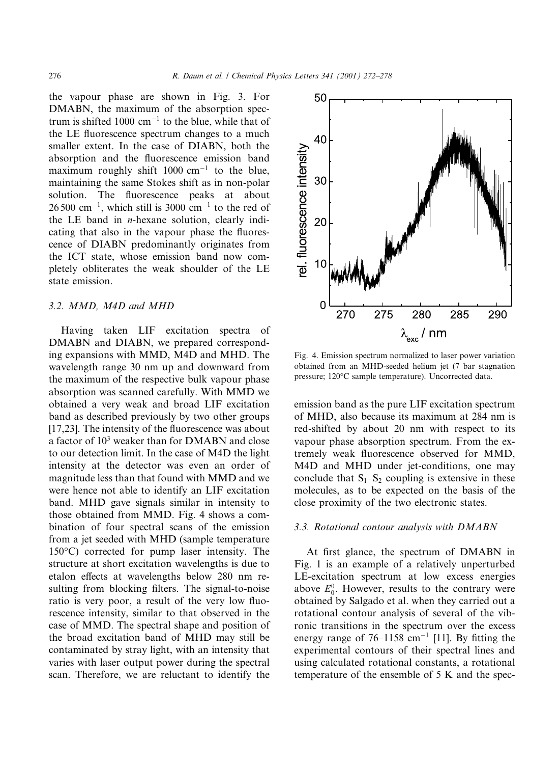the vapour phase are shown in Fig. 3. For DMABN, the maximum of the absorption spectrum is shifted 1000 $cm^{-1}$ to the blue, while that of the LE fluorescence spectrum changes to a much smaller extent. In the case of DIABN, both the absorption and the fluorescence emission band maximum roughly shift 1000 $cm^{-1}$ to the blue, maintaining the same Stokes shift as in non-polar solution. The fluorescence peaks at about 26 500 $cm^{-1}$, which still is 3000 $cm^{-1}$ to the red of the LE band in *n*-hexane solution, clearly indicating that also in the vapour phase the fluorescence of DIABN predominantly originates from the ICT state, whose emission band now completely obliterates the weak shoulder of the LE state emission.

### 3.2. MMD, M4D and MHD

Having taken LIF excitation spectra of DMABN and DIABN, we prepared corresponding expansions with MMD, M4D and MHD. The wavelength range 30 nm up and downward from the maximum of the respective bulk vapour phase absorption was scanned carefully. With MMD we obtained a very weak and broad LIF excitation band as described previously by two other groups [17,23]. The intensity of the fluorescence was about a factor of $10^3$ weaker than for DMABN and close to our detection limit. In the case of M4D the light intensity at the detector was even an order of magnitude less than that found with MMD and we were hence not able to identify an LIF excitation band. MHD gave signals similar in intensity to those obtained from MMD. Fig. 4 shows a combination of four spectral scans of the emission from a jet seeded with MHD (sample temperature 150°C) corrected for pump laser intensity. The structure at short excitation wavelengths is due to etalon effects at wavelengths below 280 nm resulting from blocking filters. The signal-to-noise ratio is very poor, a result of the very low fluorescence intensity, similar to that observed in the case of MMD. The spectral shape and position of the broad excitation band of MHD may still be contaminated by stray light, with an intensity that varies with laser output power during the spectral scan. Therefore, we are reluctant to identify the emission band as the pure LIF excitation spectrum of MHD, also because its maximum at 284 nm is red-shifted by about 20 nm with respect to its vapour phase absorption spectrum. From the extremely weak fluorescence observed for MMD, M4D and MHD under jet-conditions, one may conclude that $S_1$–$S_2$ coupling is extensive in these molecules, as to be expected on the basis of the close proximity of the two electronic states.

Fig. 4. Emission spectrum normalized to laser power variation obtained from an MHD-seeded helium jet (7 bar stagnation pressure; 120°C sample temperature). Uncorrected data.

### 3.3. Rotational contour analysis with DMABN

At first glance, the spectrum of DMABN in Fig. 1 is an example of a relatively unperturbed LE-excitation spectrum at low excess energies above $E_0^0$. However, results to the contrary were obtained by Salgado et al. when they carried out a rotational contour analysis of several of the vibronic transitions in the spectrum over the excess energy range of 76–1158 $cm^{-1}$ [11]. By fitting the experimental contours of their spectral lines and using calculated rotational constants, a rotational temperature of the ensemble of 5 K and the spec-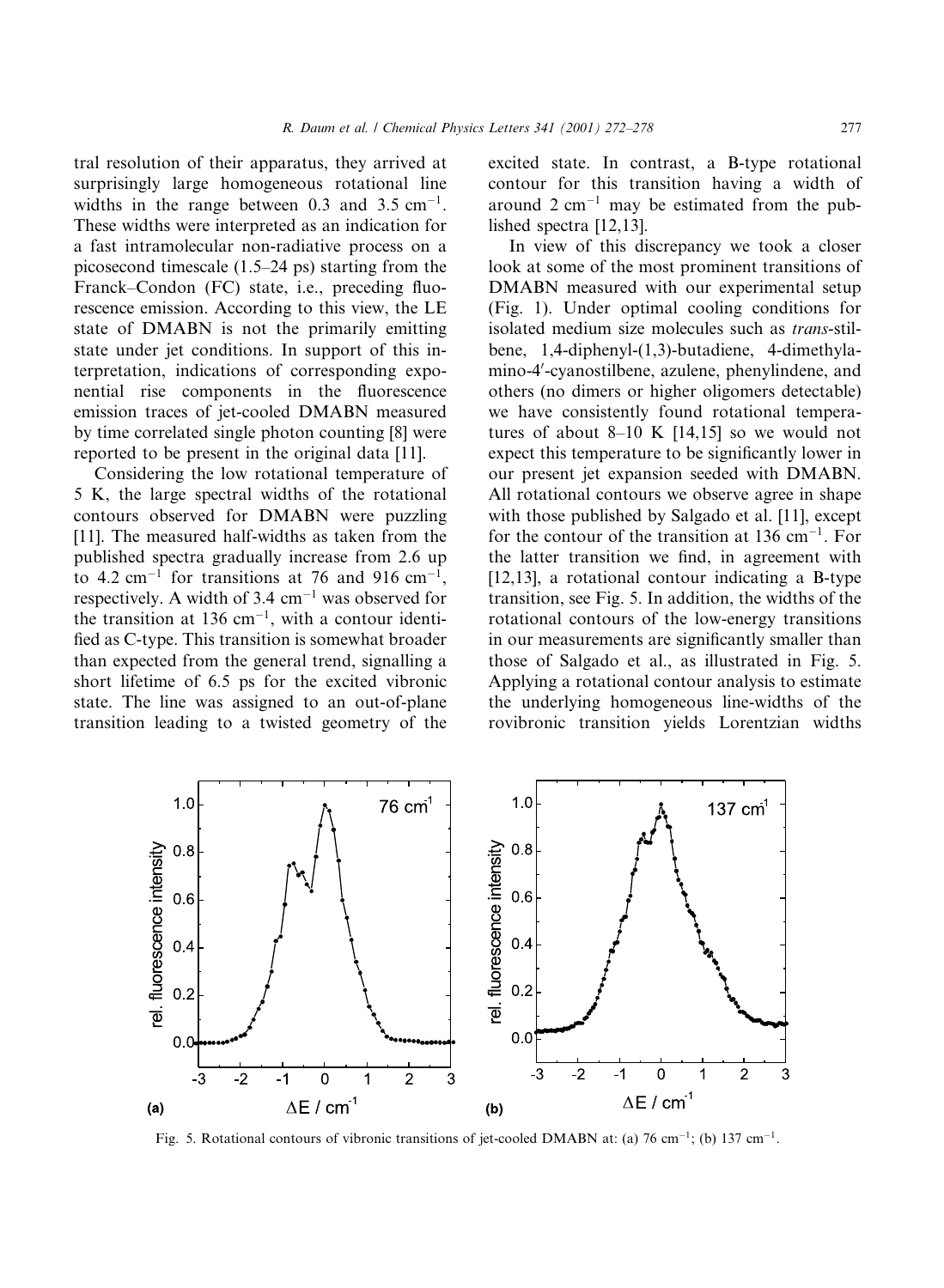tral resolution of their apparatus, they arrived at surprisingly large homogeneous rotational line widths in the range between 0.3 and 3.5 $cm^{-1}$. These widths were interpreted as an indication for a fast intramolecular non-radiative process on a picosecond timescale (1.5–24 ps) starting from the Franck–Condon (FC) state, i.e., preceding fluorescence emission. According to this view, the LE state of DMABN is not the primarily emitting state under jet conditions. In support of this interpretation, indications of corresponding exponential rise components in the fluorescence emission traces of jet-cooled DMABN measured by time correlated single photon counting [8] were reported to be present in the original data [11].

Considering the low rotational temperature of 5 K, the large spectral widths of the rotational contours observed for DMABN were puzzling [11]. The measured half-widths as taken from the published spectra gradually increase from 2.6 up to 4.2 $cm^{-1}$ for transitions at 76 and 916 $cm^{-1}$, respectively. A width of 3.4 $cm^{-1}$ was observed for the transition at 136 $cm^{-1}$, with a contour identified as C-type. This transition is somewhat broader than expected from the general trend, signalling a short lifetime of 6.5 ps for the excited vibronic state. The line was assigned to an out-of-plane transition leading to a twisted geometry of the excited state. In contrast, a B-type rotational contour for this transition having a width of around 2 $cm^{-1}$ may be estimated from the published spectra [12,13].

In view of this discrepancy we took a closer look at some of the most prominent transitions of DMABN measured with our experimental setup (Fig. 1). Under optimal cooling conditions for isolated medium size molecules such as *trans*-stilbene, 1,4-diphenyl-(1,3)-butadiene, 4-dimethylamino-4′-cyanostilbene, azulene, phenylindene, and others (no dimers or higher oligomers detectable) we have consistently found rotational temperatures of about 8–10 K [14,15] so we would not expect this temperature to be significantly lower in our present jet expansion seeded with DMABN. All rotational contours we observe agree in shape with those published by Salgado et al. [11], except for the contour of the transition at 136 $cm^{-1}$. For the latter transition we find, in agreement with [12,13], a rotational contour indicating a B-type transition, see Fig. 5. In addition, the widths of the rotational contours of the low-energy transitions in our measurements are significantly smaller than those of Salgado et al., as illustrated in Fig. 5. Applying a rotational contour analysis to estimate the underlying homogeneous line-widths of the rovibronic transition yields Lorentzian widths

Fig. 5. Rotational contours of vibronic transitions of jet-cooled DMABN at: (a) 76 $cm^{-1}$; (b) 137 $cm^{-1}$.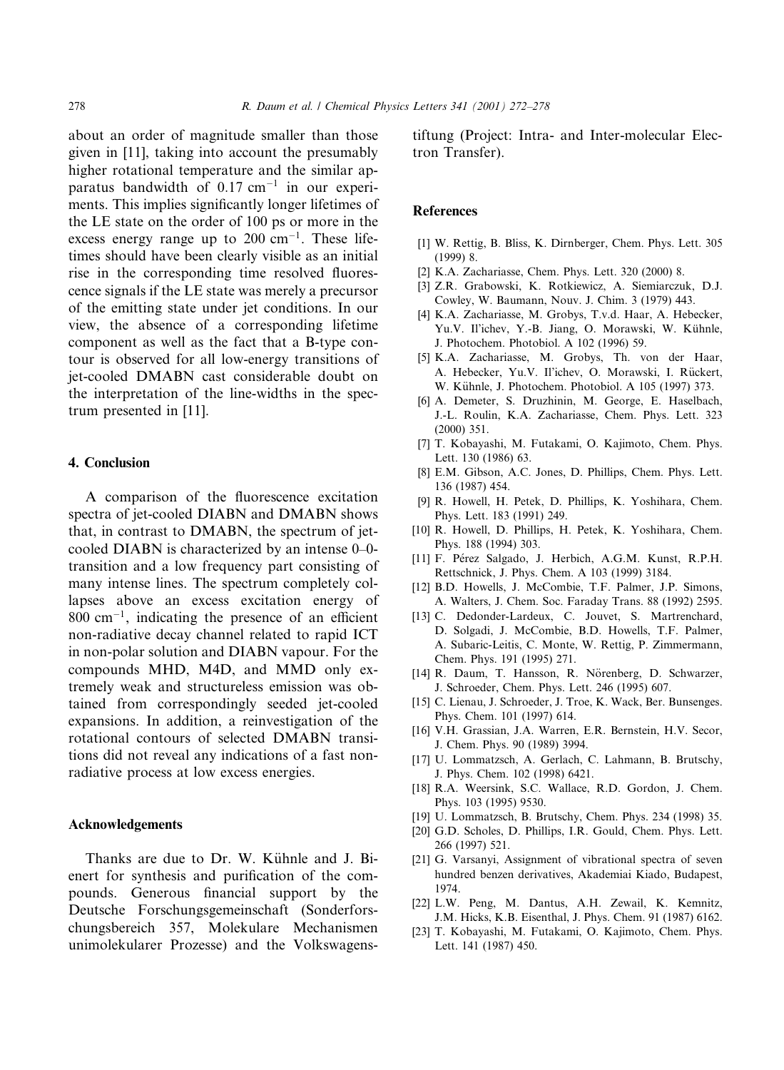about an order of magnitude smaller than those given in [11], taking into account the presumably higher rotational temperature and the similar apparatus bandwidth of 0.17 $cm^{-1}$ in our experiments. This implies significantly longer lifetimes of the LE state on the order of 100 ps or more in the excess energy range up to 200 $cm^{-1}$. These lifetimes should have been clearly visible as an initial rise in the corresponding time resolved fluorescence signals if the LE state was merely a precursor of the emitting state under jet conditions. In our view, the absence of a corresponding lifetime component as well as the fact that a B-type contour is observed for all low-energy transitions of jet-cooled DMABN cast considerable doubt on the interpretation of the line-widths in the spectrum presented in [11].

## 4. Conclusion

A comparison of the fluorescence excitation spectra of jet-cooled DIABN and DMABN shows that, in contrast to DMABN, the spectrum of jet-cooled DIABN is characterized by an intense 0–0-transition and a low frequency part consisting of many intense lines. The spectrum completely collapses above an excess excitation energy of 800 $cm^{-1}$, indicating the presence of an efficient non-radiative decay channel related to rapid ICT in non-polar solution and DIABN vapour. For the compounds MHD, M4D, and MMD only extremely weak and structureless emission was obtained from correspondingly seeded jet-cooled expansions. In addition, a reinvestigation of the rotational contours of selected DMABN transitions did not reveal any indications of a fast non-radiative process at low excess energies.

## Acknowledgements

Thanks are due to Dr. W. Kühnle and J. Bienert for synthesis and purification of the compounds. Generous financial support by the Deutsche Forschungsgemeinschaft (Sonderforschungsbereich 357, Molekulare Mechanismen unimolekularer Prozesse) and the Volkswagenstiftung (Project: Intra- and Inter-molecular Electron Transfer).

## References

[1] W. Rettig, B. Bliss, K. Dirnberger, Chem. Phys. Lett. 305 (1999) 8.

[2] K.A. Zachariasse, Chem. Phys. Lett. 320 (2000) 8.

[3] Z.R. Grabowski, K. Rotkiewicz, A. Siemiarczuk, D.J. Cowley, W. Baumann, Nouv. J. Chim. 3 (1979) 443.

[4] K.A. Zachariasse, M. Grobys, T.v.d. Haar, A. Hebecker, Yu.V. Il'ichev, Y.-B. Jiang, O. Morawski, W. Kühnle, J. Photochem. Photobiol. A 102 (1996) 59.

[5] K.A. Zachariasse, M. Grobys, Th. von der Haar, A. Hebecker, Yu.V. Il'ichev, O. Morawski, I. Rückert, W. Kühnle, J. Photochem. Photobiol. A 105 (1997) 373.

[6] A. Demeter, S. Druzhinin, M. George, E. Haselbach, J.-L. Roulin, K.A. Zachariasse, Chem. Phys. Lett. 323 (2000) 351.

[7] T. Kobayashi, M. Futakami, O. Kajimoto, Chem. Phys. Lett. 130 (1986) 63.

[8] E.M. Gibson, A.C. Jones, D. Phillips, Chem. Phys. Lett. 136 (1987) 454.

[9] R. Howell, H. Petek, D. Phillips, K. Yoshihara, Chem. Phys. Lett. 183 (1991) 249.

[10] R. Howell, D. Phillips, H. Petek, K. Yoshihara, Chem. Phys. 188 (1994) 303.

[11] F. Pérez Salgado, J. Herbich, A.G.M. Kunst, R.P.H. Rettschnick, J. Phys. Chem. A 103 (1999) 3184.

[12] B.D. Howells, J. McCombie, T.F. Palmer, J.P. Simons, A. Walters, J. Chem. Soc. Faraday Trans. 88 (1992) 2595.

[13] C. Dedonder-Lardeux, C. Jouvet, S. Martrenchard, D. Solgadi, J. McCombie, B.D. Howells, T.F. Palmer, A. Subaric-Leitis, C. Monte, W. Rettig, P. Zimmermann, Chem. Phys. 191 (1995) 271.

[14] R. Daum, T. Hansson, R. Nörenberg, D. Schwarzer, J. Schroeder, Chem. Phys. Lett. 246 (1995) 607.

[15] C. Lienau, J. Schroeder, J. Troe, K. Wack, Ber. Bunsenges. Phys. Chem. 101 (1997) 614.

[16] V.H. Grassian, J.A. Warren, E.R. Bernstein, H.V. Secor, J. Chem. Phys. 90 (1989) 3994.

[17] U. Lommatzsch, A. Gerlach, C. Lahmann, B. Brutschy, J. Phys. Chem. 102 (1998) 6421.

[18] R.A. Weersink, S.C. Wallace, R.D. Gordon, J. Chem. Phys. 103 (1995) 9530.

[19] U. Lommatzsch, B. Brutschy, Chem. Phys. 234 (1998) 35.

[20] G.D. Scholes, D. Phillips, I.R. Gould, Chem. Phys. Lett. 266 (1997) 521.

[21] G. Varsanyi, Assignment of vibrational spectra of seven hundred benzen derivatives, Akademiai Kiado, Budapest, 1974.

[22] L.W. Peng, M. Dantus, A.H. Zewail, K. Kemnitz, J.M. Hicks, K.B. Eisenthal, J. Phys. Chem. 91 (1987) 6162.

[23] T. Kobayashi, M. Futakami, O. Kajimoto, Chem. Phys. Lett. 141 (1987) 450.